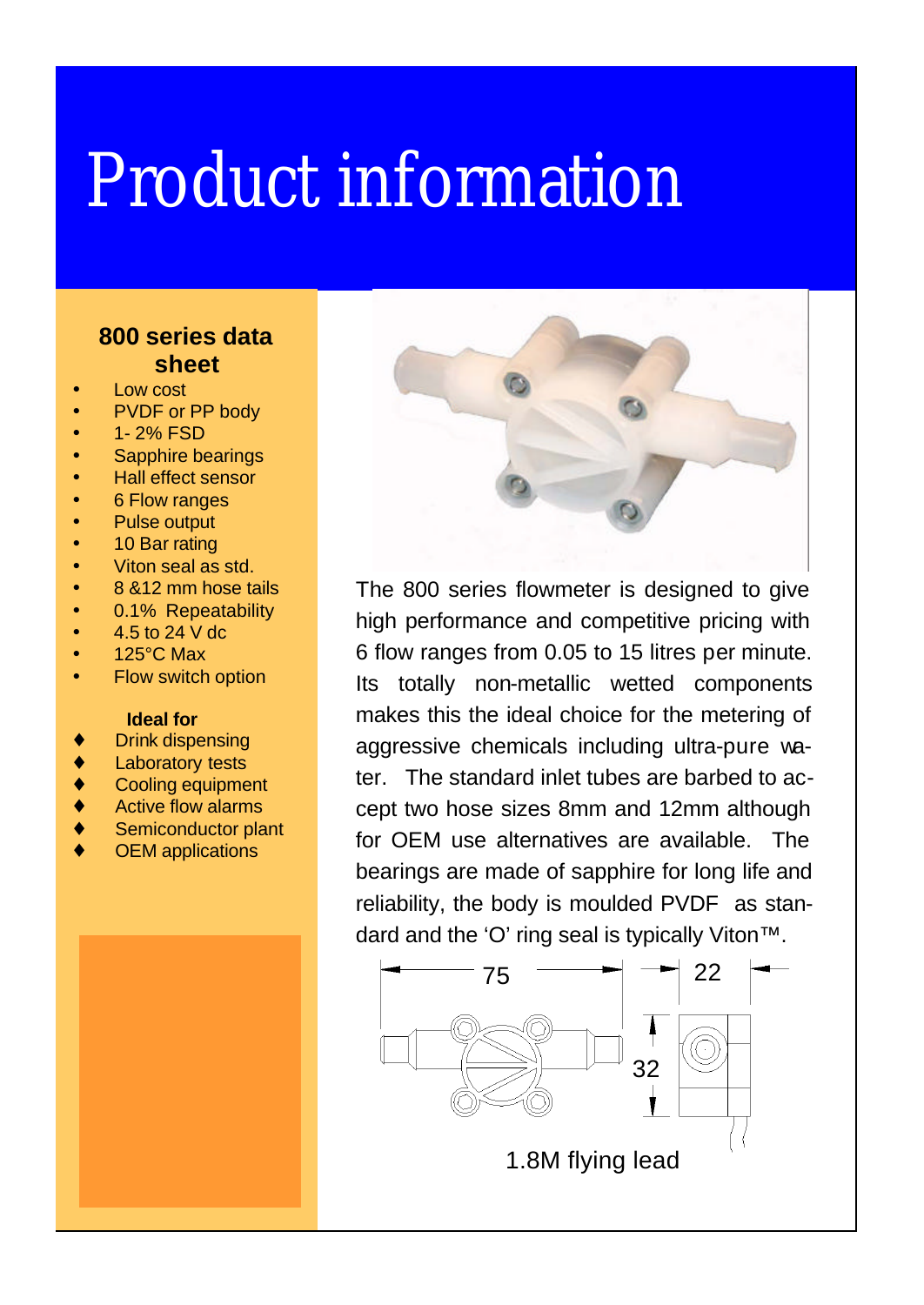# Product information

## 800 series data sheet

- Low cost
- PVDF or PP body
- 1- 2% FSD
- Sapphire bearings
- Hall effect sensor
- 6 Flow ranges
- Pulse output
- 10 Bar rating
- Viton seal as std.
- 8 &12 mm hose tails
- 0.1% Repeatability
- 4.5 to 24 V dc
- 125°C Max
- Flow switch option

**Ideal for**

- Drink dispensing
- Laboratory tests
- Cooling equipment
- Active flow alarms
- Semiconductor plant
- OEM applications

The 800 series flowmeter is designed to give high performance and competitive pricing with 6 flow ranges from 0.05 to 15 litres per minute. Its totally non-metallic wetted components makes this the ideal choice for the metering of aggressive chemicals including ultra-pure water. The standard inlet tubes are barbed to accept two hose sizes 8mm and 12mm although for OEM use alternatives are available. The bearings are made of sapphire for long life and reliability, the body is moulded PVDF as standard and the 'O' ring seal is typically Viton™.

75

22

32

1.8M flying lead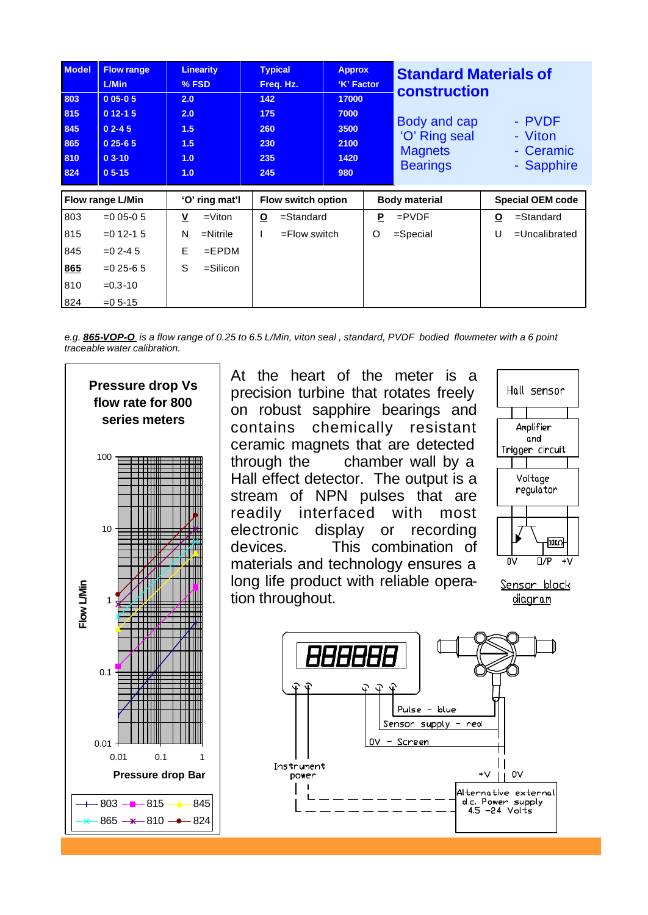| Model | Flow range L/Min | Linearity % FSD | Typical Freq. Hz. | Approx 'K' Factor |
|---|---|---|---|---|
| 803 | 0 05-0 5 | 2.0 | 142 | 17000 |
| 815 | 0 12-1 5 | 2.0 | 175 | 7000 |
| 845 | 0 2-4 5 | 1.5 | 260 | 3500 |
| 865 | 0 25-6 5 | 1.5 | 230 | 2100 |
| 810 | 0 3-10 | 1.0 | 235 | 1420 |
| 824 | 0 5-15 | 1.0 | 245 | 980 |

## Standard Materials of construction

- Body and cap - PVDF
- 'O' Ring seal - Viton
- Magnets - Ceramic
- Bearings - Sapphire

| Flow range L/Min | | 'O' ring mat'l | | Flow switch option | | Body material | | Special OEM code | |
|---|---|---|---|---|---|---|---|---|---|
| 803 | =0 05-0 5 | **V** | =Viton | **O** | =Standard | **P** | =PVDF | **O** | =Standard |
| 815 | =0 12-1 5 | N | =Nitrile | I | =Flow switch | O | =Special | U | =Uncalibrated |
| 845 | =0 2-4 5 | E | =EPDM | | | | | | |
| **865** | =0 25-6 5 | S | =Silicon | | | | | | |
| 810 | =0.3-10 | | | | | | | | |
| 824 | =0 5-15 | | | | | | | | |

*e.g. **865-VOP-O** is a flow range of 0.25 to 6.5 L/Min, viton seal , standard, PVDF bodied flowmeter with a 6 point traceable water calibration.*

**Pressure drop Vs flow rate for 800 series meters**

Flow L/Min

100

10

1

0.1

0.01

0.01 0.1 1

Pressure drop Bar

803 815 845 865 810 824

At the heart of the meter is a precision turbine that rotates freely on robust sapphire bearings and contains chemically resistant ceramic magnets that are detected through the chamber wall by a Hall effect detector. The output is a stream of NPN pulses that are readily interfaced with most electronic display or recording devices. This combination of materials and technology ensures a long life product with reliable operation throughout.

Hall sensor

Amplifier and Trigger circuit

Voltage regulator

10KΩ

0V O/P +V

Sensor block diagram

888888

Pulse - blue

Sensor supply - red

0V - Screen

Instrument power

+V 0V

Alternative external d.c. Power supply 4.5 -24 Volts